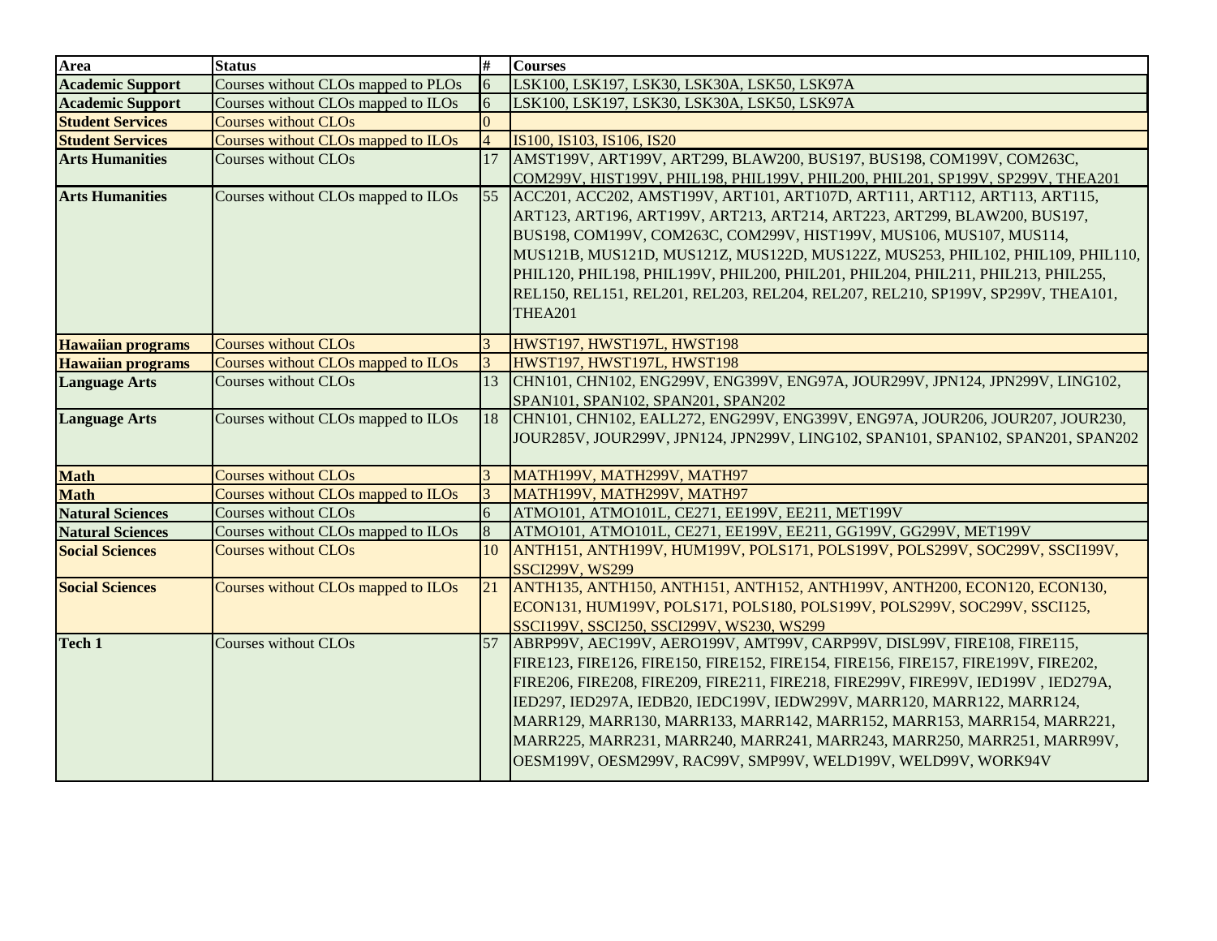| Area | Status | # | Courses |
|---|---|---|---|
| **Academic Support** | Courses without CLOs mapped to PLOs | 6 | LSK100, LSK197, LSK30, LSK30A, LSK50, LSK97A |
| **Academic Support** | Courses without CLOs mapped to ILOs | 6 | LSK100, LSK197, LSK30, LSK30A, LSK50, LSK97A |
| **Student Services** | Courses without CLOs | 0 | |
| **Student Services** | Courses without CLOs mapped to ILOs | 4 | IS100, IS103, IS106, IS20 |
| **Arts Humanities** | Courses without CLOs | 17 | AMST199V, ART199V, ART299, BLAW200, BUS197, BUS198, COM199V, COM263C, COM299V, HIST199V, PHIL198, PHIL199V, PHIL200, PHIL201, SP199V, SP299V, THEA201 |
| **Arts Humanities** | Courses without CLOs mapped to ILOs | 55 | ACC201, ACC202, AMST199V, ART101, ART107D, ART111, ART112, ART113, ART115, ART123, ART196, ART199V, ART213, ART214, ART223, ART299, BLAW200, BUS197, BUS198, COM199V, COM263C, COM299V, HIST199V, MUS106, MUS107, MUS114, MUS121B, MUS121D, MUS121Z, MUS122D, MUS122Z, MUS253, PHIL102, PHIL109, PHIL110, PHIL120, PHIL198, PHIL199V, PHIL200, PHIL201, PHIL204, PHIL211, PHIL213, PHIL255, REL150, REL151, REL201, REL203, REL204, REL207, REL210, SP199V, SP299V, THEA101, THEA201 |
| **Hawaiian programs** | Courses without CLOs | 3 | HWST197, HWST197L, HWST198 |
| **Hawaiian programs** | Courses without CLOs mapped to ILOs | 3 | HWST197, HWST197L, HWST198 |
| **Language Arts** | Courses without CLOs | 13 | CHN101, CHN102, ENG299V, ENG399V, ENG97A, JOUR299V, JPN124, JPN299V, LING102, SPAN101, SPAN102, SPAN201, SPAN202 |
| **Language Arts** | Courses without CLOs mapped to ILOs | 18 | CHN101, CHN102, EALL272, ENG299V, ENG399V, ENG97A, JOUR206, JOUR207, JOUR230, JOUR285V, JOUR299V, JPN124, JPN299V, LING102, SPAN101, SPAN102, SPAN201, SPAN202 |
| **Math** | Courses without CLOs | 3 | MATH199V, MATH299V, MATH97 |
| **Math** | Courses without CLOs mapped to ILOs | 3 | MATH199V, MATH299V, MATH97 |
| **Natural Sciences** | Courses without CLOs | 6 | ATMO101, ATMO101L, CE271, EE199V, EE211, MET199V |
| **Natural Sciences** | Courses without CLOs mapped to ILOs | 8 | ATMO101, ATMO101L, CE271, EE199V, EE211, GG199V, GG299V, MET199V |
| **Social Sciences** | Courses without CLOs | 10 | ANTH151, ANTH199V, HUM199V, POLS171, POLS199V, POLS299V, SOC299V, SSCI199V, SSCI299V, WS299 |
| **Social Sciences** | Courses without CLOs mapped to ILOs | 21 | ANTH135, ANTH150, ANTH151, ANTH152, ANTH199V, ANTH200, ECON120, ECON130, ECON131, HUM199V, POLS171, POLS180, POLS199V, POLS299V, SOC299V, SSCI125, SSCI199V, SSCI250, SSCI299V, WS230, WS299 |
| **Tech 1** | Courses without CLOs | 57 | ABRP99V, AEC199V, AERO199V, AMT99V, CARP99V, DISL99V, FIRE108, FIRE115, FIRE123, FIRE126, FIRE150, FIRE152, FIRE154, FIRE156, FIRE157, FIRE199V, FIRE202, FIRE206, FIRE208, FIRE209, FIRE211, FIRE218, FIRE299V, FIRE99V, IED199V , IED279A, IED297, IED297A, IEDB20, IEDC199V, IEDW299V, MARR120, MARR122, MARR124, MARR129, MARR130, MARR133, MARR142, MARR152, MARR153, MARR154, MARR221, MARR225, MARR231, MARR240, MARR241, MARR243, MARR250, MARR251, MARR99V, OESM199V, OESM299V, RAC99V, SMP99V, WELD199V, WELD99V, WORK94V |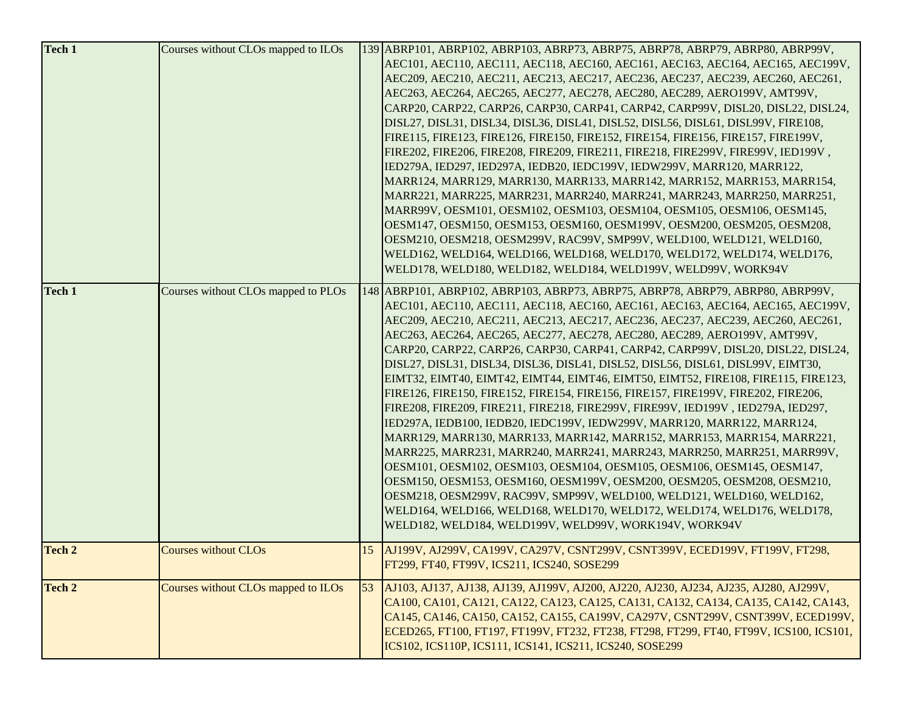| Tech 1 | Courses without CLOs mapped to ILOs | 139 | ABRP101, ABRP102, ABRP103, ABRP73, ABRP75, ABRP78, ABRP79, ABRP80, ABRP99V, AEC101, AEC110, AEC111, AEC118, AEC160, AEC161, AEC163, AEC164, AEC165, AEC199V, AEC209, AEC210, AEC211, AEC213, AEC217, AEC236, AEC237, AEC239, AEC260, AEC261, AEC263, AEC264, AEC265, AEC277, AEC278, AEC280, AEC289, AERO199V, AMT99V, CARP20, CARP22, CARP26, CARP30, CARP41, CARP42, CARP99V, DISL20, DISL22, DISL24, DISL27, DISL31, DISL34, DISL36, DISL41, DISL52, DISL56, DISL61, DISL99V, FIRE108, FIRE115, FIRE123, FIRE126, FIRE150, FIRE152, FIRE154, FIRE156, FIRE157, FIRE199V, FIRE202, FIRE206, FIRE208, FIRE209, FIRE211, FIRE218, FIRE299V, FIRE99V, IED199V , IED279A, IED297, IED297A, IEDB20, IEDC199V, IEDW299V, MARR120, MARR122, MARR124, MARR129, MARR130, MARR133, MARR142, MARR152, MARR153, MARR154, MARR221, MARR225, MARR231, MARR240, MARR241, MARR243, MARR250, MARR251, MARR99V, OESM101, OESM102, OESM103, OESM104, OESM105, OESM106, OESM145, OESM147, OESM150, OESM153, OESM160, OESM199V, OESM200, OESM205, OESM208, OESM210, OESM218, OESM299V, RAC99V, SMP99V, WELD100, WELD121, WELD160, WELD162, WELD164, WELD166, WELD168, WELD170, WELD172, WELD174, WELD176, WELD178, WELD180, WELD182, WELD184, WELD199V, WELD99V, WORK94V |
|---|---|---|---|
| Tech 1 | Courses without CLOs mapped to PLOs | 148 | ABRP101, ABRP102, ABRP103, ABRP73, ABRP75, ABRP78, ABRP79, ABRP80, ABRP99V, AEC101, AEC110, AEC111, AEC118, AEC160, AEC161, AEC163, AEC164, AEC165, AEC199V, AEC209, AEC210, AEC211, AEC213, AEC217, AEC236, AEC237, AEC239, AEC260, AEC261, AEC263, AEC264, AEC265, AEC277, AEC278, AEC280, AEC289, AERO199V, AMT99V, CARP20, CARP22, CARP26, CARP30, CARP41, CARP42, CARP99V, DISL20, DISL22, DISL24, DISL27, DISL31, DISL34, DISL36, DISL41, DISL52, DISL56, DISL61, DISL99V, EIMT30, EIMT32, EIMT40, EIMT42, EIMT44, EIMT46, EIMT50, EIMT52, FIRE108, FIRE115, FIRE123, FIRE126, FIRE150, FIRE152, FIRE154, FIRE156, FIRE157, FIRE199V, FIRE202, FIRE206, FIRE208, FIRE209, FIRE211, FIRE218, FIRE299V, FIRE99V, IED199V , IED279A, IED297, IED297A, IEDB100, IEDB20, IEDC199V, IEDW299V, MARR120, MARR122, MARR124, MARR129, MARR130, MARR133, MARR142, MARR152, MARR153, MARR154, MARR221, MARR225, MARR231, MARR240, MARR241, MARR243, MARR250, MARR251, MARR99V, OESM101, OESM102, OESM103, OESM104, OESM105, OESM106, OESM145, OESM147, OESM150, OESM153, OESM160, OESM199V, OESM200, OESM205, OESM208, OESM210, OESM218, OESM299V, RAC99V, SMP99V, WELD100, WELD121, WELD160, WELD162, WELD164, WELD166, WELD168, WELD170, WELD172, WELD174, WELD176, WELD178, WELD182, WELD184, WELD199V, WELD99V, WORK194V, WORK94V |
| Tech 2 | Courses without CLOs | 15 | AJ199V, AJ299V, CA199V, CA297V, CSNT299V, CSNT399V, ECED199V, FT199V, FT298, FT299, FT40, FT99V, ICS211, ICS240, SOSE299 |
| Tech 2 | Courses without CLOs mapped to ILOs | 53 | AJ103, AJ137, AJ138, AJ139, AJ199V, AJ200, AJ220, AJ230, AJ234, AJ235, AJ280, AJ299V, CA100, CA101, CA121, CA122, CA123, CA125, CA131, CA132, CA134, CA135, CA142, CA143, CA145, CA146, CA150, CA152, CA155, CA199V, CA297V, CSNT299V, CSNT399V, ECED199V, ECED265, FT100, FT197, FT199V, FT232, FT238, FT298, FT299, FT40, FT99V, ICS100, ICS101, ICS102, ICS110P, ICS111, ICS141, ICS211, ICS240, SOSE299 |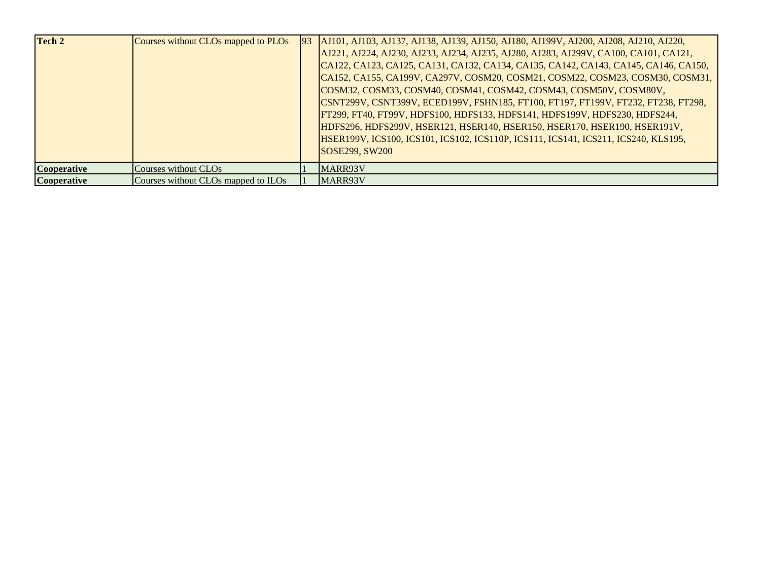| | | | |
|---|---|---|---|
| **Tech 2** | Courses without CLOs mapped to PLOs | 93 | AJ101, AJ103, AJ137, AJ138, AJ139, AJ150, AJ180, AJ199V, AJ200, AJ208, AJ210, AJ220, AJ221, AJ224, AJ230, AJ233, AJ234, AJ235, AJ280, AJ283, AJ299V, CA100, CA101, CA121, CA122, CA123, CA125, CA131, CA132, CA134, CA135, CA142, CA143, CA145, CA146, CA150, CA152, CA155, CA199V, CA297V, COSM20, COSM21, COSM22, COSM23, COSM30, COSM31, COSM32, COSM33, COSM40, COSM41, COSM42, COSM43, COSM50V, COSM80V, CSNT299V, CSNT399V, ECED199V, FSHN185, FT100, FT197, FT199V, FT232, FT238, FT298, FT299, FT40, FT99V, HDFS100, HDFS133, HDFS141, HDFS199V, HDFS230, HDFS244, HDFS296, HDFS299V, HSER121, HSER140, HSER150, HSER170, HSER190, HSER191V, HSER199V, ICS100, ICS101, ICS102, ICS110P, ICS111, ICS141, ICS211, ICS240, KLS195, SOSE299, SW200 |
| **Cooperative** | Courses without CLOs | 1 | MARR93V |
| **Cooperative** | Courses without CLOs mapped to ILOs | 1 | MARR93V |